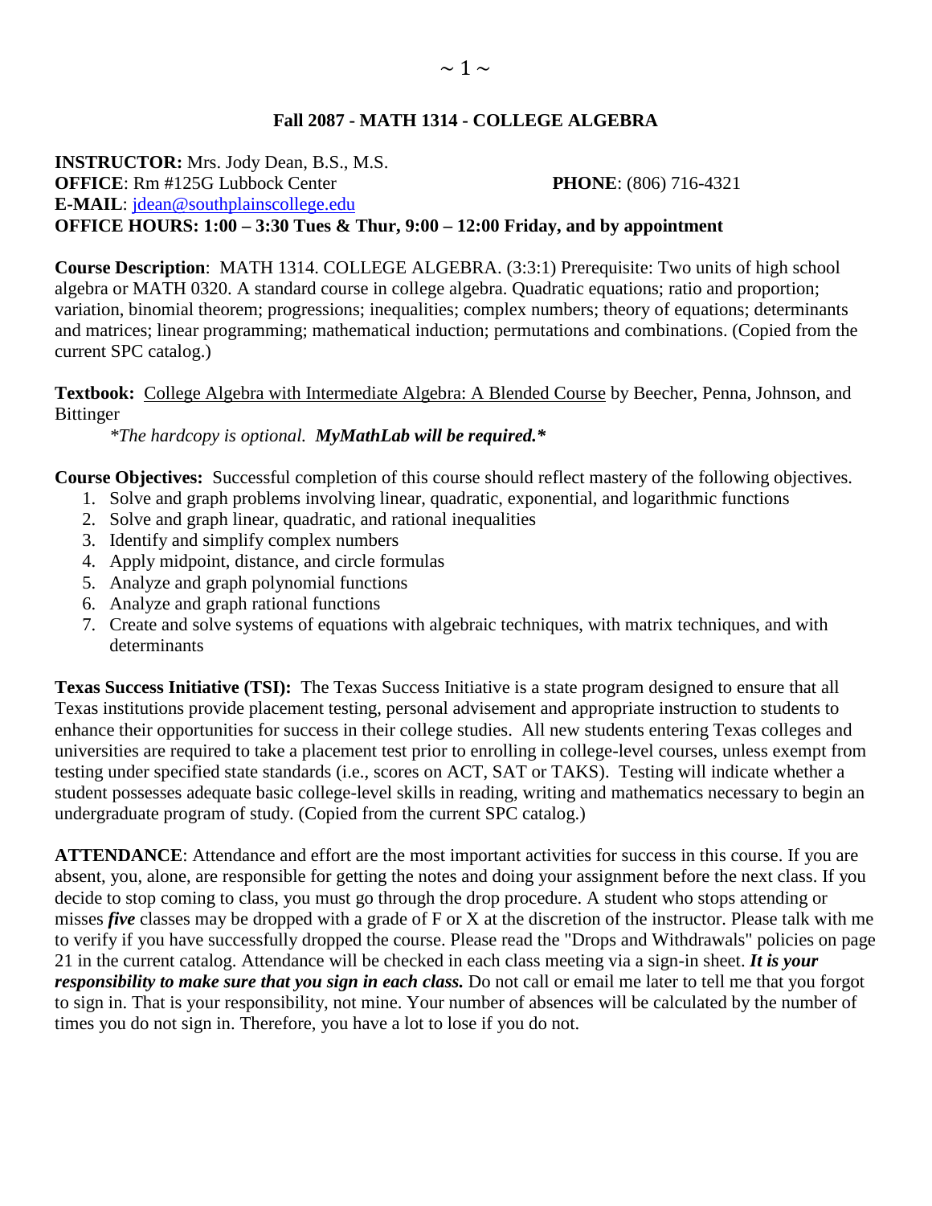# Fall 2087 - MATH 1314 - COLLEGE ALGEBRA

**INSTRUCTOR:** Mrs. Jody Dean, B.S., M.S.
**OFFICE**: Rm #125G Lubbock Center **PHONE**: (806) 716-4321
**E-MAIL**: jdean@southplainscollege.edu
**OFFICE HOURS: 1:00 – 3:30 Tues & Thur, 9:00 – 12:00 Friday, and by appointment**

**Course Description**: MATH 1314. COLLEGE ALGEBRA. (3:3:1) Prerequisite: Two units of high school algebra or MATH 0320. A standard course in college algebra. Quadratic equations; ratio and proportion; variation, binomial theorem; progressions; inequalities; complex numbers; theory of equations; determinants and matrices; linear programming; mathematical induction; permutations and combinations. (Copied from the current SPC catalog.)

**Textbook:** College Algebra with Intermediate Algebra: A Blended Course by Beecher, Penna, Johnson, and Bittinger

*\*The hardcopy is optional.* ***MyMathLab will be required.\****

**Course Objectives:** Successful completion of this course should reflect mastery of the following objectives.

1. Solve and graph problems involving linear, quadratic, exponential, and logarithmic functions
2. Solve and graph linear, quadratic, and rational inequalities
3. Identify and simplify complex numbers
4. Apply midpoint, distance, and circle formulas
5. Analyze and graph polynomial functions
6. Analyze and graph rational functions
7. Create and solve systems of equations with algebraic techniques, with matrix techniques, and with determinants

**Texas Success Initiative (TSI):** The Texas Success Initiative is a state program designed to ensure that all Texas institutions provide placement testing, personal advisement and appropriate instruction to students to enhance their opportunities for success in their college studies. All new students entering Texas colleges and universities are required to take a placement test prior to enrolling in college-level courses, unless exempt from testing under specified state standards (i.e., scores on ACT, SAT or TAKS). Testing will indicate whether a student possesses adequate basic college-level skills in reading, writing and mathematics necessary to begin an undergraduate program of study. (Copied from the current SPC catalog.)

**ATTENDANCE**: Attendance and effort are the most important activities for success in this course. If you are absent, you, alone, are responsible for getting the notes and doing your assignment before the next class. If you decide to stop coming to class, you must go through the drop procedure. A student who stops attending or misses ***five*** classes may be dropped with a grade of F or X at the discretion of the instructor. Please talk with me to verify if you have successfully dropped the course. Please read the "Drops and Withdrawals" policies on page 21 in the current catalog. Attendance will be checked in each class meeting via a sign-in sheet. ***It is your responsibility to make sure that you sign in each class.*** Do not call or email me later to tell me that you forgot to sign in. That is your responsibility, not mine. Your number of absences will be calculated by the number of times you do not sign in. Therefore, you have a lot to lose if you do not.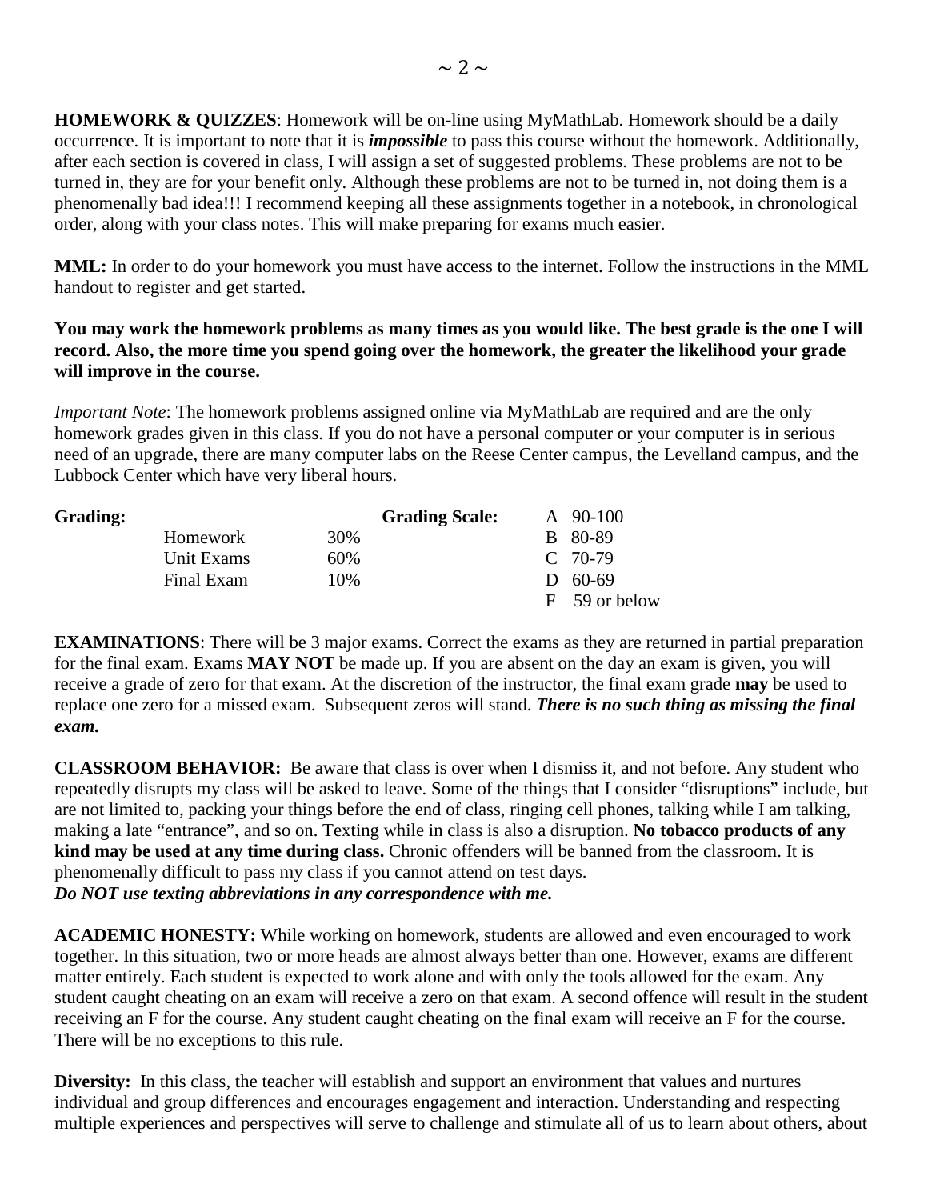**HOMEWORK & QUIZZES**: Homework will be on-line using MyMathLab. Homework should be a daily occurrence. It is important to note that it is ***impossible*** to pass this course without the homework. Additionally, after each section is covered in class, I will assign a set of suggested problems. These problems are not to be turned in, they are for your benefit only. Although these problems are not to be turned in, not doing them is a phenomenally bad idea!!! I recommend keeping all these assignments together in a notebook, in chronological order, along with your class notes. This will make preparing for exams much easier.

**MML:** In order to do your homework you must have access to the internet. Follow the instructions in the MML handout to register and get started.

**You may work the homework problems as many times as you would like. The best grade is the one I will record. Also, the more time you spend going over the homework, the greater the likelihood your grade will improve in the course.**

*Important Note*: The homework problems assigned online via MyMathLab are required and are the only homework grades given in this class. If you do not have a personal computer or your computer is in serious need of an upgrade, there are many computer labs on the Reese Center campus, the Levelland campus, and the Lubbock Center which have very liberal hours.

**Grading:**

| | |
|---|---|
| Homework | 30% |
| Unit Exams | 60% |
| Final Exam | 10% |

**Grading Scale:**

| | |
|---|---|
| A | 90-100 |
| B | 80-89 |
| C | 70-79 |
| D | 60-69 |
| F | 59 or below |

**EXAMINATIONS**: There will be 3 major exams. Correct the exams as they are returned in partial preparation for the final exam. Exams **MAY NOT** be made up. If you are absent on the day an exam is given, you will receive a grade of zero for that exam. At the discretion of the instructor, the final exam grade **may** be used to replace one zero for a missed exam. Subsequent zeros will stand. ***There is no such thing as missing the final exam.***

**CLASSROOM BEHAVIOR:** Be aware that class is over when I dismiss it, and not before. Any student who repeatedly disrupts my class will be asked to leave. Some of the things that I consider "disruptions" include, but are not limited to, packing your things before the end of class, ringing cell phones, talking while I am talking, making a late "entrance", and so on. Texting while in class is also a disruption. **No tobacco products of any kind may be used at any time during class.** Chronic offenders will be banned from the classroom. It is phenomenally difficult to pass my class if you cannot attend on test days.
***Do NOT use texting abbreviations in any correspondence with me.***

**ACADEMIC HONESTY:** While working on homework, students are allowed and even encouraged to work together. In this situation, two or more heads are almost always better than one. However, exams are different matter entirely. Each student is expected to work alone and with only the tools allowed for the exam. Any student caught cheating on an exam will receive a zero on that exam. A second offence will result in the student receiving an F for the course. Any student caught cheating on the final exam will receive an F for the course. There will be no exceptions to this rule.

**Diversity:** In this class, the teacher will establish and support an environment that values and nurtures individual and group differences and encourages engagement and interaction. Understanding and respecting multiple experiences and perspectives will serve to challenge and stimulate all of us to learn about others, about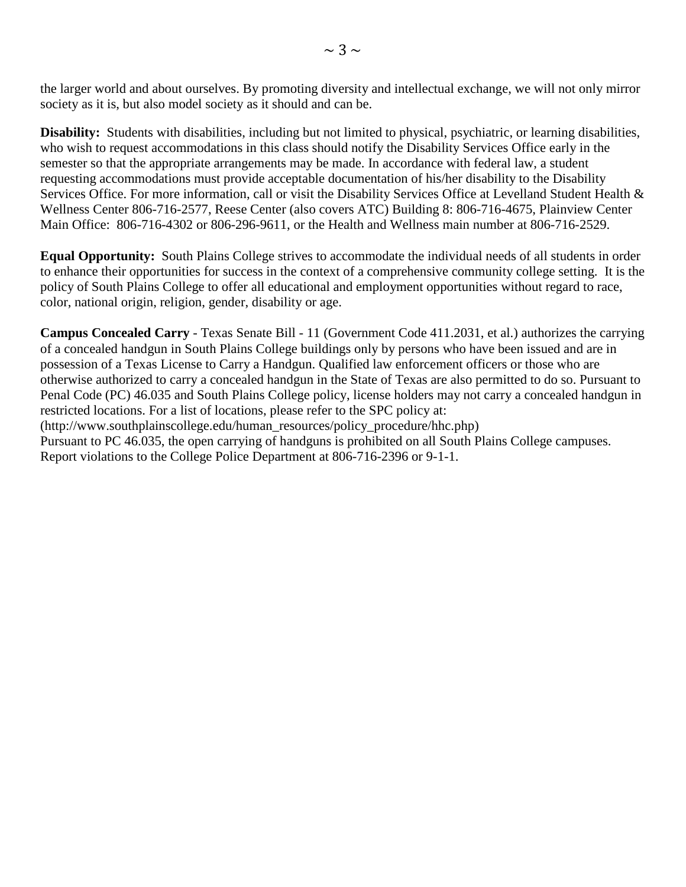the larger world and about ourselves. By promoting diversity and intellectual exchange, we will not only mirror society as it is, but also model society as it should and can be.

**Disability:** Students with disabilities, including but not limited to physical, psychiatric, or learning disabilities, who wish to request accommodations in this class should notify the Disability Services Office early in the semester so that the appropriate arrangements may be made. In accordance with federal law, a student requesting accommodations must provide acceptable documentation of his/her disability to the Disability Services Office. For more information, call or visit the Disability Services Office at Levelland Student Health & Wellness Center 806-716-2577, Reese Center (also covers ATC) Building 8: 806-716-4675, Plainview Center Main Office: 806-716-4302 or 806-296-9611, or the Health and Wellness main number at 806-716-2529.

**Equal Opportunity:** South Plains College strives to accommodate the individual needs of all students in order to enhance their opportunities for success in the context of a comprehensive community college setting. It is the policy of South Plains College to offer all educational and employment opportunities without regard to race, color, national origin, religion, gender, disability or age.

**Campus Concealed Carry** - Texas Senate Bill - 11 (Government Code 411.2031, et al.) authorizes the carrying of a concealed handgun in South Plains College buildings only by persons who have been issued and are in possession of a Texas License to Carry a Handgun. Qualified law enforcement officers or those who are otherwise authorized to carry a concealed handgun in the State of Texas are also permitted to do so. Pursuant to Penal Code (PC) 46.035 and South Plains College policy, license holders may not carry a concealed handgun in restricted locations. For a list of locations, please refer to the SPC policy at:
(http://www.southplainscollege.edu/human_resources/policy_procedure/hhc.php)
Pursuant to PC 46.035, the open carrying of handguns is prohibited on all South Plains College campuses. Report violations to the College Police Department at 806-716-2396 or 9-1-1.